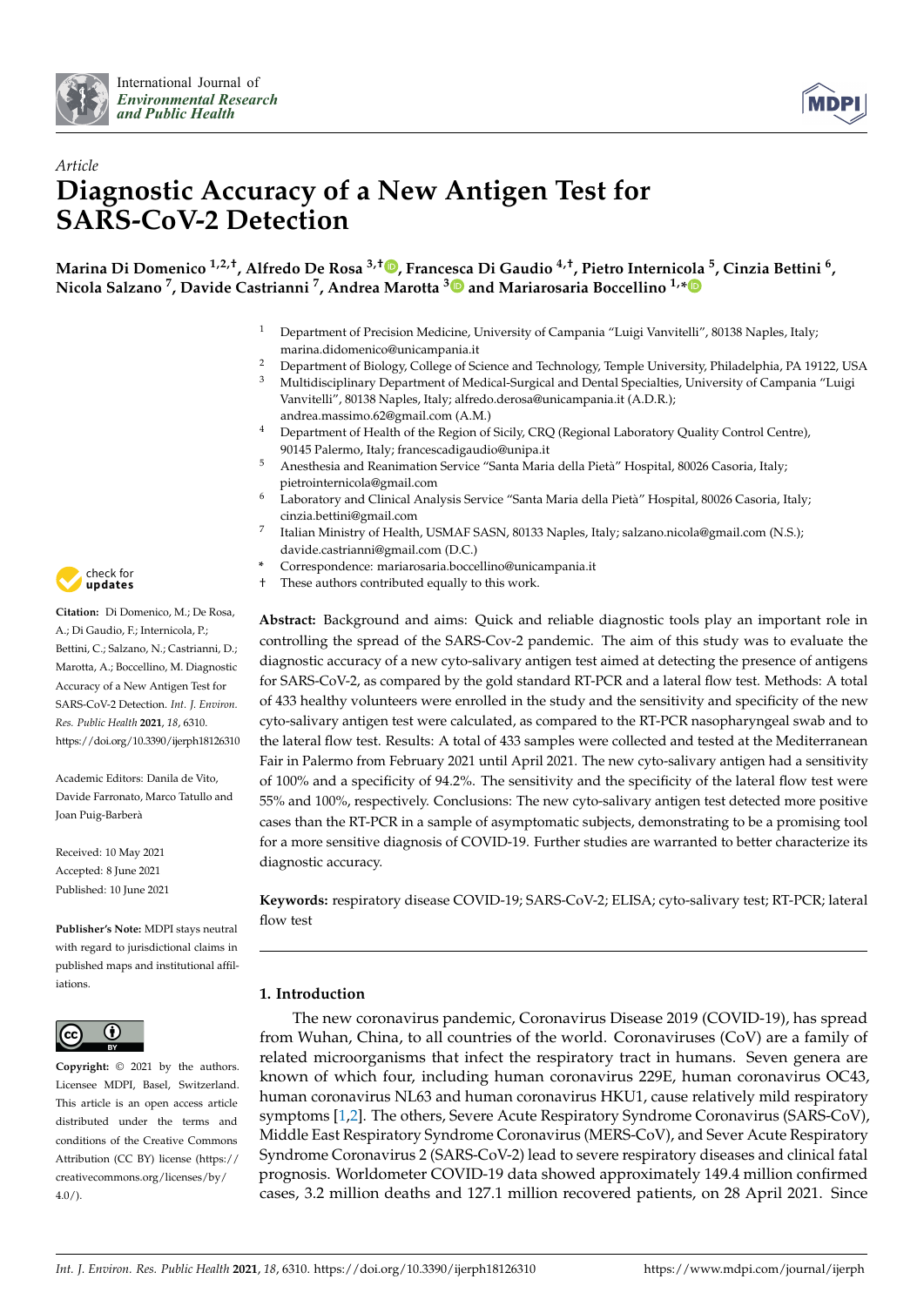International Journal of
*Environmental Research and Public Health*

*Article*

# Diagnostic Accuracy of a New Antigen Test for SARS-CoV-2 Detection

**Marina Di Domenico [1,2,†], Alfredo De Rosa [3,†], Francesca Di Gaudio [4,†], Pietro Internicola [5], Cinzia Bettini [6], Nicola Salzano [7], Davide Castrianni [7], Andrea Marotta [3] and Mariarosaria Boccellino [1,*]**

[1] Department of Precision Medicine, University of Campania "Luigi Vanvitelli", 80138 Naples, Italy; marina.didomenico@unicampania.it
[2] Department of Biology, College of Science and Technology, Temple University, Philadelphia, PA 19122, USA
[3] Multidisciplinary Department of Medical-Surgical and Dental Specialties, University of Campania "Luigi Vanvitelli", 80138 Naples, Italy; alfredo.derosa@unicampania.it (A.D.R.); andrea.massimo.62@gmail.com (A.M.)
[4] Department of Health of the Region of Sicily, CRQ (Regional Laboratory Quality Control Centre), 90145 Palermo, Italy; francescadigaudio@unipa.it
[5] Anesthesia and Reanimation Service "Santa Maria della Pietà" Hospital, 80026 Casoria, Italy; pietrointernicola@gmail.com
[6] Laboratory and Clinical Analysis Service "Santa Maria della Pietà" Hospital, 80026 Casoria, Italy; cinzia.bettini@gmail.com
[7] Italian Ministry of Health, USMAF SASN, 80133 Naples, Italy; salzano.nicola@gmail.com (N.S.); davide.castrianni@gmail.com (D.C.)
* Correspondence: mariarosaria.boccellino@unicampania.it
† These authors contributed equally to this work.

**Citation:** Di Domenico, M.; De Rosa, A.; Di Gaudio, F.; Internicola, P.; Bettini, C.; Salzano, N.; Castrianni, D.; Marotta, A.; Boccellino, M. Diagnostic Accuracy of a New Antigen Test for SARS-CoV-2 Detection. *Int. J. Environ. Res. Public Health* **2021**, *18*, 6310. https://doi.org/10.3390/ijerph18126310

Academic Editors: Danila de Vito, Davide Farronato, Marco Tatullo and Joan Puig-Barberà

Received: 10 May 2021
Accepted: 8 June 2021
Published: 10 June 2021

**Publisher's Note:** MDPI stays neutral with regard to jurisdictional claims in published maps and institutional affiliations.

**Copyright:** © 2021 by the authors. Licensee MDPI, Basel, Switzerland. This article is an open access article distributed under the terms and conditions of the Creative Commons Attribution (CC BY) license (https://creativecommons.org/licenses/by/4.0/).

**Abstract:** Background and aims: Quick and reliable diagnostic tools play an important role in controlling the spread of the SARS-Cov-2 pandemic. The aim of this study was to evaluate the diagnostic accuracy of a new cyto-salivary antigen test aimed at detecting the presence of antigens for SARS-CoV-2, as compared by the gold standard RT-PCR and a lateral flow test. Methods: A total of 433 healthy volunteers were enrolled in the study and the sensitivity and specificity of the new cyto-salivary antigen test were calculated, as compared to the RT-PCR nasopharyngeal swab and to the lateral flow test. Results: A total of 433 samples were collected and tested at the Mediterranean Fair in Palermo from February 2021 until April 2021. The new cyto-salivary antigen had a sensitivity of 100% and a specificity of 94.2%. The sensitivity and the specificity of the lateral flow test were 55% and 100%, respectively. Conclusions: The new cyto-salivary antigen test detected more positive cases than the RT-PCR in a sample of asymptomatic subjects, demonstrating to be a promising tool for a more sensitive diagnosis of COVID-19. Further studies are warranted to better characterize its diagnostic accuracy.

**Keywords:** respiratory disease COVID-19; SARS-CoV-2; ELISA; cyto-salivary test; RT-PCR; lateral flow test

## 1. Introduction

The new coronavirus pandemic, Coronavirus Disease 2019 (COVID-19), has spread from Wuhan, China, to all countries of the world. Coronaviruses (CoV) are a family of related microorganisms that infect the respiratory tract in humans. Seven genera are known of which four, including human coronavirus 229E, human coronavirus OC43, human coronavirus NL63 and human coronavirus HKU1, cause relatively mild respiratory symptoms [1,2]. The others, Severe Acute Respiratory Syndrome Coronavirus (SARS-CoV), Middle East Respiratory Syndrome Coronavirus (MERS-CoV), and Sever Acute Respiratory Syndrome Coronavirus 2 (SARS-CoV-2) lead to severe respiratory diseases and clinical fatal prognosis. Worldometer COVID-19 data showed approximately 149.4 million confirmed cases, 3.2 million deaths and 127.1 million recovered patients, on 28 April 2021. Since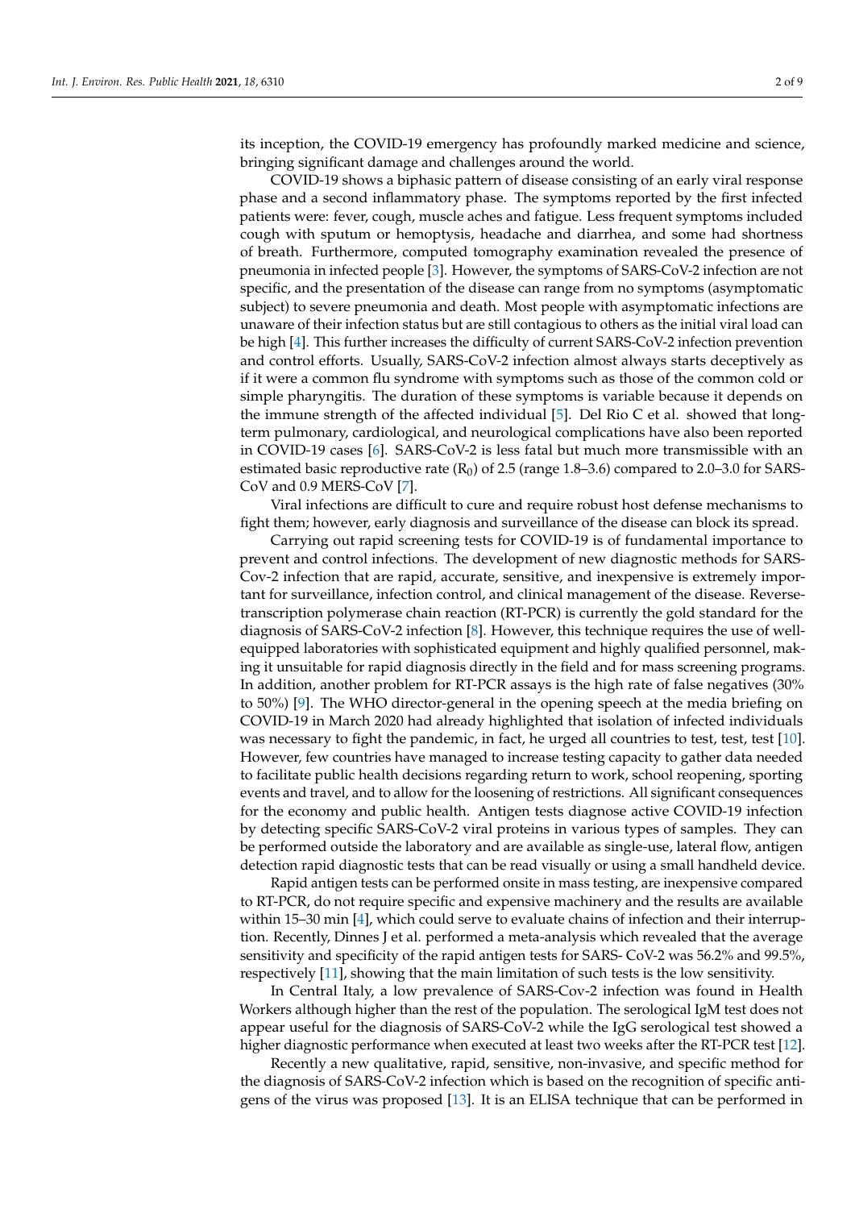its inception, the COVID-19 emergency has profoundly marked medicine and science, bringing significant damage and challenges around the world.

COVID-19 shows a biphasic pattern of disease consisting of an early viral response phase and a second inflammatory phase. The symptoms reported by the first infected patients were: fever, cough, muscle aches and fatigue. Less frequent symptoms included cough with sputum or hemoptysis, headache and diarrhea, and some had shortness of breath. Furthermore, computed tomography examination revealed the presence of pneumonia in infected people [3]. However, the symptoms of SARS-CoV-2 infection are not specific, and the presentation of the disease can range from no symptoms (asymptomatic subject) to severe pneumonia and death. Most people with asymptomatic infections are unaware of their infection status but are still contagious to others as the initial viral load can be high [4]. This further increases the difficulty of current SARS-CoV-2 infection prevention and control efforts. Usually, SARS-CoV-2 infection almost always starts deceptively as if it were a common flu syndrome with symptoms such as those of the common cold or simple pharyngitis. The duration of these symptoms is variable because it depends on the immune strength of the affected individual [5]. Del Rio C et al. showed that long-term pulmonary, cardiological, and neurological complications have also been reported in COVID-19 cases [6]. SARS-CoV-2 is less fatal but much more transmissible with an estimated basic reproductive rate ($R_0$) of 2.5 (range 1.8–3.6) compared to 2.0–3.0 for SARS-CoV and 0.9 MERS-CoV [7].

Viral infections are difficult to cure and require robust host defense mechanisms to fight them; however, early diagnosis and surveillance of the disease can block its spread.

Carrying out rapid screening tests for COVID-19 is of fundamental importance to prevent and control infections. The development of new diagnostic methods for SARS-Cov-2 infection that are rapid, accurate, sensitive, and inexpensive is extremely important for surveillance, infection control, and clinical management of the disease. Reverse-transcription polymerase chain reaction (RT-PCR) is currently the gold standard for the diagnosis of SARS-CoV-2 infection [8]. However, this technique requires the use of well-equipped laboratories with sophisticated equipment and highly qualified personnel, making it unsuitable for rapid diagnosis directly in the field and for mass screening programs. In addition, another problem for RT-PCR assays is the high rate of false negatives (30% to 50%) [9]. The WHO director-general in the opening speech at the media briefing on COVID-19 in March 2020 had already highlighted that isolation of infected individuals was necessary to fight the pandemic, in fact, he urged all countries to test, test, test [10]. However, few countries have managed to increase testing capacity to gather data needed to facilitate public health decisions regarding return to work, school reopening, sporting events and travel, and to allow for the loosening of restrictions. All significant consequences for the economy and public health. Antigen tests diagnose active COVID-19 infection by detecting specific SARS-CoV-2 viral proteins in various types of samples. They can be performed outside the laboratory and are available as single-use, lateral flow, antigen detection rapid diagnostic tests that can be read visually or using a small handheld device.

Rapid antigen tests can be performed onsite in mass testing, are inexpensive compared to RT-PCR, do not require specific and expensive machinery and the results are available within 15–30 min [4], which could serve to evaluate chains of infection and their interruption. Recently, Dinnes J et al. performed a meta-analysis which revealed that the average sensitivity and specificity of the rapid antigen tests for SARS- CoV-2 was 56.2% and 99.5%, respectively [11], showing that the main limitation of such tests is the low sensitivity.

In Central Italy, a low prevalence of SARS-Cov-2 infection was found in Health Workers although higher than the rest of the population. The serological IgM test does not appear useful for the diagnosis of SARS-CoV-2 while the IgG serological test showed a higher diagnostic performance when executed at least two weeks after the RT-PCR test [12].

Recently a new qualitative, rapid, sensitive, non-invasive, and specific method for the diagnosis of SARS-CoV-2 infection which is based on the recognition of specific antigens of the virus was proposed [13]. It is an ELISA technique that can be performed in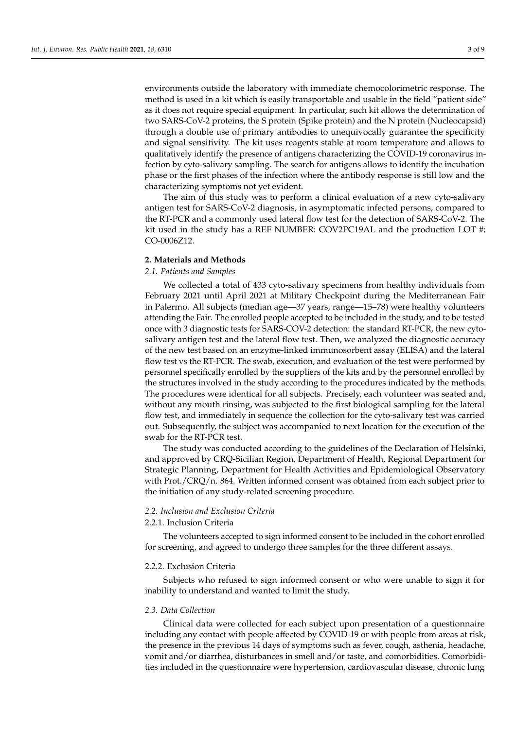environments outside the laboratory with immediate chemocolorimetric response. The method is used in a kit which is easily transportable and usable in the field "patient side" as it does not require special equipment. In particular, such kit allows the determination of two SARS-CoV-2 proteins, the S protein (Spike protein) and the N protein (Nucleocapsid) through a double use of primary antibodies to unequivocally guarantee the specificity and signal sensitivity. The kit uses reagents stable at room temperature and allows to qualitatively identify the presence of antigens characterizing the COVID-19 coronavirus infection by cyto-salivary sampling. The search for antigens allows to identify the incubation phase or the first phases of the infection where the antibody response is still low and the characterizing symptoms not yet evident.

The aim of this study was to perform a clinical evaluation of a new cyto-salivary antigen test for SARS-CoV-2 diagnosis, in asymptomatic infected persons, compared to the RT-PCR and a commonly used lateral flow test for the detection of SARS-CoV-2. The kit used in the study has a REF NUMBER: COV2PC19AL and the production LOT #: CO-0006Z12.

## 2. Materials and Methods

### *2.1. Patients and Samples*

We collected a total of 433 cyto-salivary specimens from healthy individuals from February 2021 until April 2021 at Military Checkpoint during the Mediterranean Fair in Palermo. All subjects (median age—37 years, range—15–78) were healthy volunteers attending the Fair. The enrolled people accepted to be included in the study, and to be tested once with 3 diagnostic tests for SARS-COV-2 detection: the standard RT-PCR, the new cyto-salivary antigen test and the lateral flow test. Then, we analyzed the diagnostic accuracy of the new test based on an enzyme-linked immunosorbent assay (ELISA) and the lateral flow test vs the RT-PCR. The swab, execution, and evaluation of the test were performed by personnel specifically enrolled by the suppliers of the kits and by the personnel enrolled by the structures involved in the study according to the procedures indicated by the methods. The procedures were identical for all subjects. Precisely, each volunteer was seated and, without any mouth rinsing, was subjected to the first biological sampling for the lateral flow test, and immediately in sequence the collection for the cyto-salivary test was carried out. Subsequently, the subject was accompanied to next location for the execution of the swab for the RT-PCR test.

The study was conducted according to the guidelines of the Declaration of Helsinki, and approved by CRQ-Sicilian Region, Department of Health, Regional Department for Strategic Planning, Department for Health Activities and Epidemiological Observatory with Prot./CRQ/n. 864. Written informed consent was obtained from each subject prior to the initiation of any study-related screening procedure.

### *2.2. Inclusion and Exclusion Criteria*

#### 2.2.1. Inclusion Criteria

The volunteers accepted to sign informed consent to be included in the cohort enrolled for screening, and agreed to undergo three samples for the three different assays.

#### 2.2.2. Exclusion Criteria

Subjects who refused to sign informed consent or who were unable to sign it for inability to understand and wanted to limit the study.

### *2.3. Data Collection*

Clinical data were collected for each subject upon presentation of a questionnaire including any contact with people affected by COVID-19 or with people from areas at risk, the presence in the previous 14 days of symptoms such as fever, cough, asthenia, headache, vomit and/or diarrhea, disturbances in smell and/or taste, and comorbidities. Comorbidities included in the questionnaire were hypertension, cardiovascular disease, chronic lung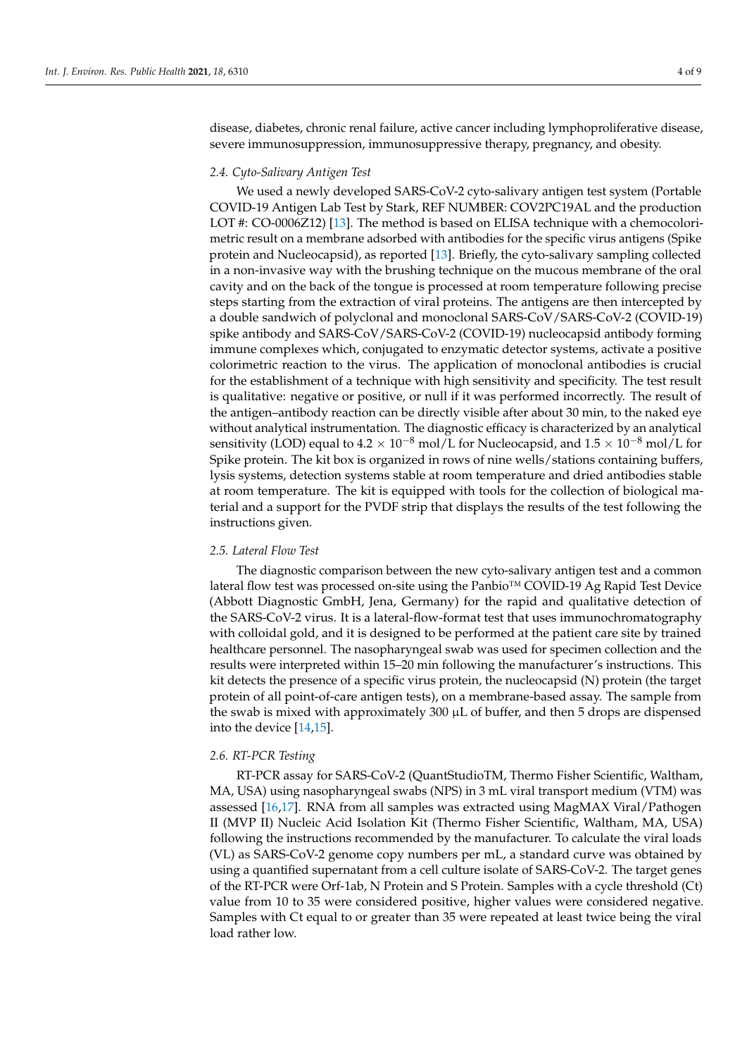disease, diabetes, chronic renal failure, active cancer including lymphoproliferative disease, severe immunosuppression, immunosuppressive therapy, pregnancy, and obesity.

### 2.4. Cyto-Salivary Antigen Test

We used a newly developed SARS-CoV-2 cyto-salivary antigen test system (Portable COVID-19 Antigen Lab Test by Stark, REF NUMBER: COV2PC19AL and the production LOT #: CO-0006Z12) [13]. The method is based on ELISA technique with a chemocolorimetric result on a membrane adsorbed with antibodies for the specific virus antigens (Spike protein and Nucleocapsid), as reported [13]. Briefly, the cyto-salivary sampling collected in a non-invasive way with the brushing technique on the mucous membrane of the oral cavity and on the back of the tongue is processed at room temperature following precise steps starting from the extraction of viral proteins. The antigens are then intercepted by a double sandwich of polyclonal and monoclonal SARS-CoV/SARS-CoV-2 (COVID-19) spike antibody and SARS-CoV/SARS-CoV-2 (COVID-19) nucleocapsid antibody forming immune complexes which, conjugated to enzymatic detector systems, activate a positive colorimetric reaction to the virus. The application of monoclonal antibodies is crucial for the establishment of a technique with high sensitivity and specificity. The test result is qualitative: negative or positive, or null if it was performed incorrectly. The result of the antigen–antibody reaction can be directly visible after about 30 min, to the naked eye without analytical instrumentation. The diagnostic efficacy is characterized by an analytical sensitivity (LOD) equal to $4.2 \times 10^{-8}$ mol/L for Nucleocapsid, and $1.5 \times 10^{-8}$ mol/L for Spike protein. The kit box is organized in rows of nine wells/stations containing buffers, lysis systems, detection systems stable at room temperature and dried antibodies stable at room temperature. The kit is equipped with tools for the collection of biological material and a support for the PVDF strip that displays the results of the test following the instructions given.

### 2.5. Lateral Flow Test

The diagnostic comparison between the new cyto-salivary antigen test and a common lateral flow test was processed on-site using the Panbio™ COVID-19 Ag Rapid Test Device (Abbott Diagnostic GmbH, Jena, Germany) for the rapid and qualitative detection of the SARS-CoV-2 virus. It is a lateral-flow-format test that uses immunochromatography with colloidal gold, and it is designed to be performed at the patient care site by trained healthcare personnel. The nasopharyngeal swab was used for specimen collection and the results were interpreted within 15–20 min following the manufacturer's instructions. This kit detects the presence of a specific virus protein, the nucleocapsid (N) protein (the target protein of all point-of-care antigen tests), on a membrane-based assay. The sample from the swab is mixed with approximately 300 µL of buffer, and then 5 drops are dispensed into the device [14,15].

### 2.6. RT-PCR Testing

RT-PCR assay for SARS-CoV-2 (QuantStudioTM, Thermo Fisher Scientific, Waltham, MA, USA) using nasopharyngeal swabs (NPS) in 3 mL viral transport medium (VTM) was assessed [16,17]. RNA from all samples was extracted using MagMAX Viral/Pathogen II (MVP II) Nucleic Acid Isolation Kit (Thermo Fisher Scientific, Waltham, MA, USA) following the instructions recommended by the manufacturer. To calculate the viral loads (VL) as SARS-CoV-2 genome copy numbers per mL, a standard curve was obtained by using a quantified supernatant from a cell culture isolate of SARS-CoV-2. The target genes of the RT-PCR were Orf-1ab, N Protein and S Protein. Samples with a cycle threshold (Ct) value from 10 to 35 were considered positive, higher values were considered negative. Samples with Ct equal to or greater than 35 were repeated at least twice being the viral load rather low.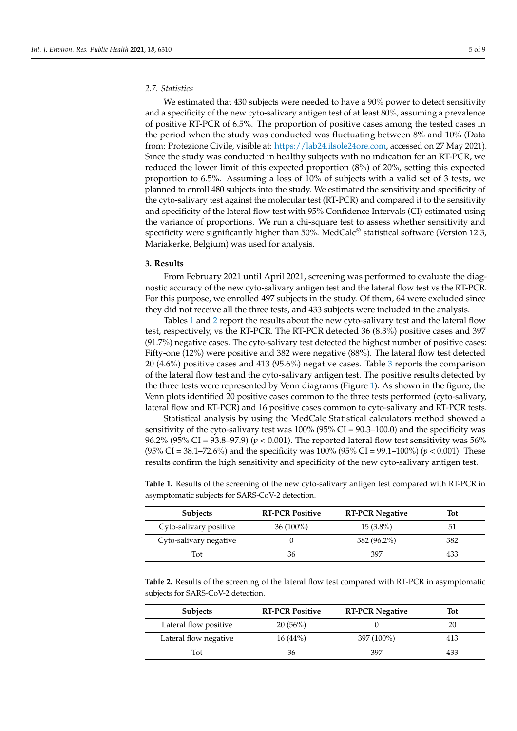### 2.7. Statistics

We estimated that 430 subjects were needed to have a 90% power to detect sensitivity and a specificity of the new cyto-salivary antigen test of at least 80%, assuming a prevalence of positive RT-PCR of 6.5%. The proportion of positive cases among the tested cases in the period when the study was conducted was fluctuating between 8% and 10% (Data from: Protezione Civile, visible at: https://lab24.ilsole24ore.com, accessed on 27 May 2021). Since the study was conducted in healthy subjects with no indication for an RT-PCR, we reduced the lower limit of this expected proportion (8%) of 20%, setting this expected proportion to 6.5%. Assuming a loss of 10% of subjects with a valid set of 3 tests, we planned to enroll 480 subjects into the study. We estimated the sensitivity and specificity of the cyto-salivary test against the molecular test (RT-PCR) and compared it to the sensitivity and specificity of the lateral flow test with 95% Confidence Intervals (CI) estimated using the variance of proportions. We run a chi-square test to assess whether sensitivity and specificity were significantly higher than 50%. MedCalc® statistical software (Version 12.3, Mariakerke, Belgium) was used for analysis.

## 3. Results

From February 2021 until April 2021, screening was performed to evaluate the diagnostic accuracy of the new cyto-salivary antigen test and the lateral flow test vs the RT-PCR. For this purpose, we enrolled 497 subjects in the study. Of them, 64 were excluded since they did not receive all the three tests, and 433 subjects were included in the analysis.

Tables 1 and 2 report the results about the new cyto-salivary test and the lateral flow test, respectively, vs the RT-PCR. The RT-PCR detected 36 (8.3%) positive cases and 397 (91.7%) negative cases. The cyto-salivary test detected the highest number of positive cases: Fifty-one (12%) were positive and 382 were negative (88%). The lateral flow test detected 20 (4.6%) positive cases and 413 (95.6%) negative cases. Table 3 reports the comparison of the lateral flow test and the cyto-salivary antigen test. The positive results detected by the three tests were represented by Venn diagrams (Figure 1). As shown in the figure, the Venn plots identified 20 positive cases common to the three tests performed (cyto-salivary, lateral flow and RT-PCR) and 16 positive cases common to cyto-salivary and RT-PCR tests.

Statistical analysis by using the MedCalc Statistical calculators method showed a sensitivity of the cyto-salivary test was 100% (95% CI = 90.3–100.0) and the specificity was 96.2% (95% CI = 93.8–97.9) ($p < 0.001$). The reported lateral flow test sensitivity was 56% (95% CI = 38.1–72.6%) and the specificity was 100% (95% CI = 99.1–100%) ($p < 0.001$). These results confirm the high sensitivity and specificity of the new cyto-salivary antigen test.

**Table 1.** Results of the screening of the new cyto-salivary antigen test compared with RT-PCR in asymptomatic subjects for SARS-CoV-2 detection.

| Subjects | RT-PCR Positive | RT-PCR Negative | Tot |
|---|---|---|---|
| Cyto-salivary positive | 36 (100%) | 15 (3.8%) | 51 |
| Cyto-salivary negative | 0 | 382 (96.2%) | 382 |
| Tot | 36 | 397 | 433 |

**Table 2.** Results of the screening of the lateral flow test compared with RT-PCR in asymptomatic subjects for SARS-CoV-2 detection.

| Subjects | RT-PCR Positive | RT-PCR Negative | Tot |
|---|---|---|---|
| Lateral flow positive | 20 (56%) | 0 | 20 |
| Lateral flow negative | 16 (44%) | 397 (100%) | 413 |
| Tot | 36 | 397 | 433 |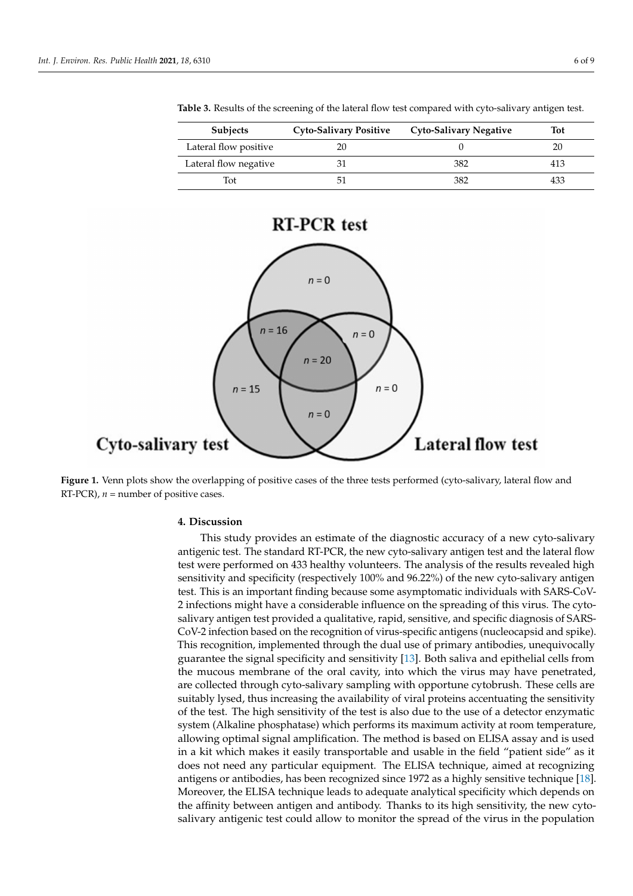**Table 3.** Results of the screening of the lateral flow test compared with cyto-salivary antigen test.

| Subjects | Cyto-Salivary Positive | Cyto-Salivary Negative | Tot |
|---|---|---|---|
| Lateral flow positive | 20 | 0 | 20 |
| Lateral flow negative | 31 | 382 | 413 |
| Tot | 51 | 382 | 433 |

**Figure 1.** Venn plots show the overlapping of positive cases of the three tests performed (cyto-salivary, lateral flow and RT-PCR), *n* = number of positive cases.

## 4. Discussion

This study provides an estimate of the diagnostic accuracy of a new cyto-salivary antigenic test. The standard RT-PCR, the new cyto-salivary antigen test and the lateral flow test were performed on 433 healthy volunteers. The analysis of the results revealed high sensitivity and specificity (respectively 100% and 96.22%) of the new cyto-salivary antigen test. This is an important finding because some asymptomatic individuals with SARS-CoV-2 infections might have a considerable influence on the spreading of this virus. The cyto-salivary antigen test provided a qualitative, rapid, sensitive, and specific diagnosis of SARS-CoV-2 infection based on the recognition of virus-specific antigens (nucleocapsid and spike). This recognition, implemented through the dual use of primary antibodies, unequivocally guarantee the signal specificity and sensitivity [13]. Both saliva and epithelial cells from the mucous membrane of the oral cavity, into which the virus may have penetrated, are collected through cyto-salivary sampling with opportune cytobrush. These cells are suitably lysed, thus increasing the availability of viral proteins accentuating the sensitivity of the test. The high sensitivity of the test is also due to the use of a detector enzymatic system (Alkaline phosphatase) which performs its maximum activity at room temperature, allowing optimal signal amplification. The method is based on ELISA assay and is used in a kit which makes it easily transportable and usable in the field "patient side" as it does not need any particular equipment. The ELISA technique, aimed at recognizing antigens or antibodies, has been recognized since 1972 as a highly sensitive technique [18]. Moreover, the ELISA technique leads to adequate analytical specificity which depends on the affinity between antigen and antibody. Thanks to its high sensitivity, the new cyto-salivary antigenic test could allow to monitor the spread of the virus in the population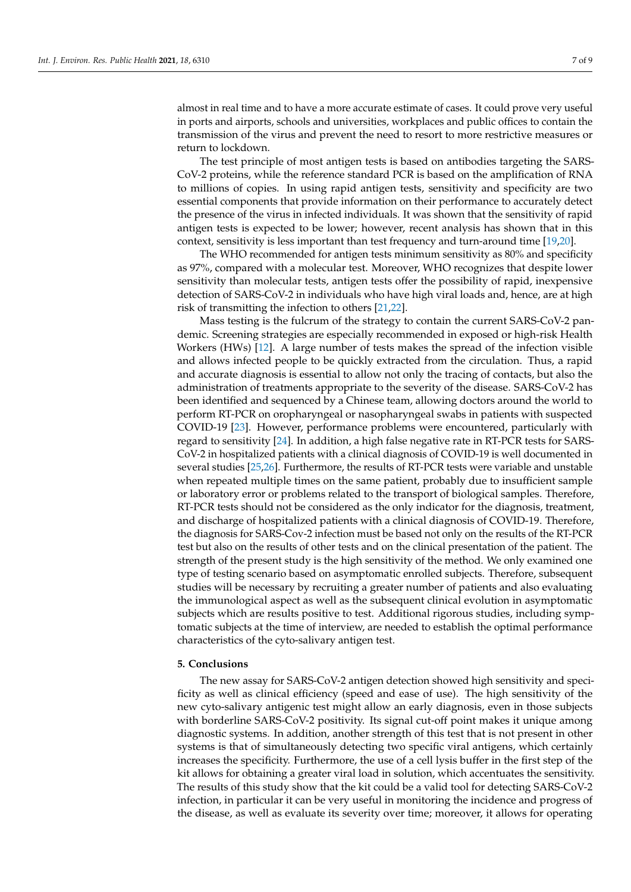almost in real time and to have a more accurate estimate of cases. It could prove very useful in ports and airports, schools and universities, workplaces and public offices to contain the transmission of the virus and prevent the need to resort to more restrictive measures or return to lockdown.

The test principle of most antigen tests is based on antibodies targeting the SARS-CoV-2 proteins, while the reference standard PCR is based on the amplification of RNA to millions of copies. In using rapid antigen tests, sensitivity and specificity are two essential components that provide information on their performance to accurately detect the presence of the virus in infected individuals. It was shown that the sensitivity of rapid antigen tests is expected to be lower; however, recent analysis has shown that in this context, sensitivity is less important than test frequency and turn-around time [19,20].

The WHO recommended for antigen tests minimum sensitivity as 80% and specificity as 97%, compared with a molecular test. Moreover, WHO recognizes that despite lower sensitivity than molecular tests, antigen tests offer the possibility of rapid, inexpensive detection of SARS-CoV-2 in individuals who have high viral loads and, hence, are at high risk of transmitting the infection to others [21,22].

Mass testing is the fulcrum of the strategy to contain the current SARS-CoV-2 pandemic. Screening strategies are especially recommended in exposed or high-risk Health Workers (HWs) [12]. A large number of tests makes the spread of the infection visible and allows infected people to be quickly extracted from the circulation. Thus, a rapid and accurate diagnosis is essential to allow not only the tracing of contacts, but also the administration of treatments appropriate to the severity of the disease. SARS-CoV-2 has been identified and sequenced by a Chinese team, allowing doctors around the world to perform RT-PCR on oropharyngeal or nasopharyngeal swabs in patients with suspected COVID-19 [23]. However, performance problems were encountered, particularly with regard to sensitivity [24]. In addition, a high false negative rate in RT-PCR tests for SARS-CoV-2 in hospitalized patients with a clinical diagnosis of COVID-19 is well documented in several studies [25,26]. Furthermore, the results of RT-PCR tests were variable and unstable when repeated multiple times on the same patient, probably due to insufficient sample or laboratory error or problems related to the transport of biological samples. Therefore, RT-PCR tests should not be considered as the only indicator for the diagnosis, treatment, and discharge of hospitalized patients with a clinical diagnosis of COVID-19. Therefore, the diagnosis for SARS-Cov-2 infection must be based not only on the results of the RT-PCR test but also on the results of other tests and on the clinical presentation of the patient. The strength of the present study is the high sensitivity of the method. We only examined one type of testing scenario based on asymptomatic enrolled subjects. Therefore, subsequent studies will be necessary by recruiting a greater number of patients and also evaluating the immunological aspect as well as the subsequent clinical evolution in asymptomatic subjects which are results positive to test. Additional rigorous studies, including symptomatic subjects at the time of interview, are needed to establish the optimal performance characteristics of the cyto-salivary antigen test.

## 5. Conclusions

The new assay for SARS-CoV-2 antigen detection showed high sensitivity and specificity as well as clinical efficiency (speed and ease of use). The high sensitivity of the new cyto-salivary antigenic test might allow an early diagnosis, even in those subjects with borderline SARS-CoV-2 positivity. Its signal cut-off point makes it unique among diagnostic systems. In addition, another strength of this test that is not present in other systems is that of simultaneously detecting two specific viral antigens, which certainly increases the specificity. Furthermore, the use of a cell lysis buffer in the first step of the kit allows for obtaining a greater viral load in solution, which accentuates the sensitivity. The results of this study show that the kit could be a valid tool for detecting SARS-CoV-2 infection, in particular it can be very useful in monitoring the incidence and progress of the disease, as well as evaluate its severity over time; moreover, it allows for operating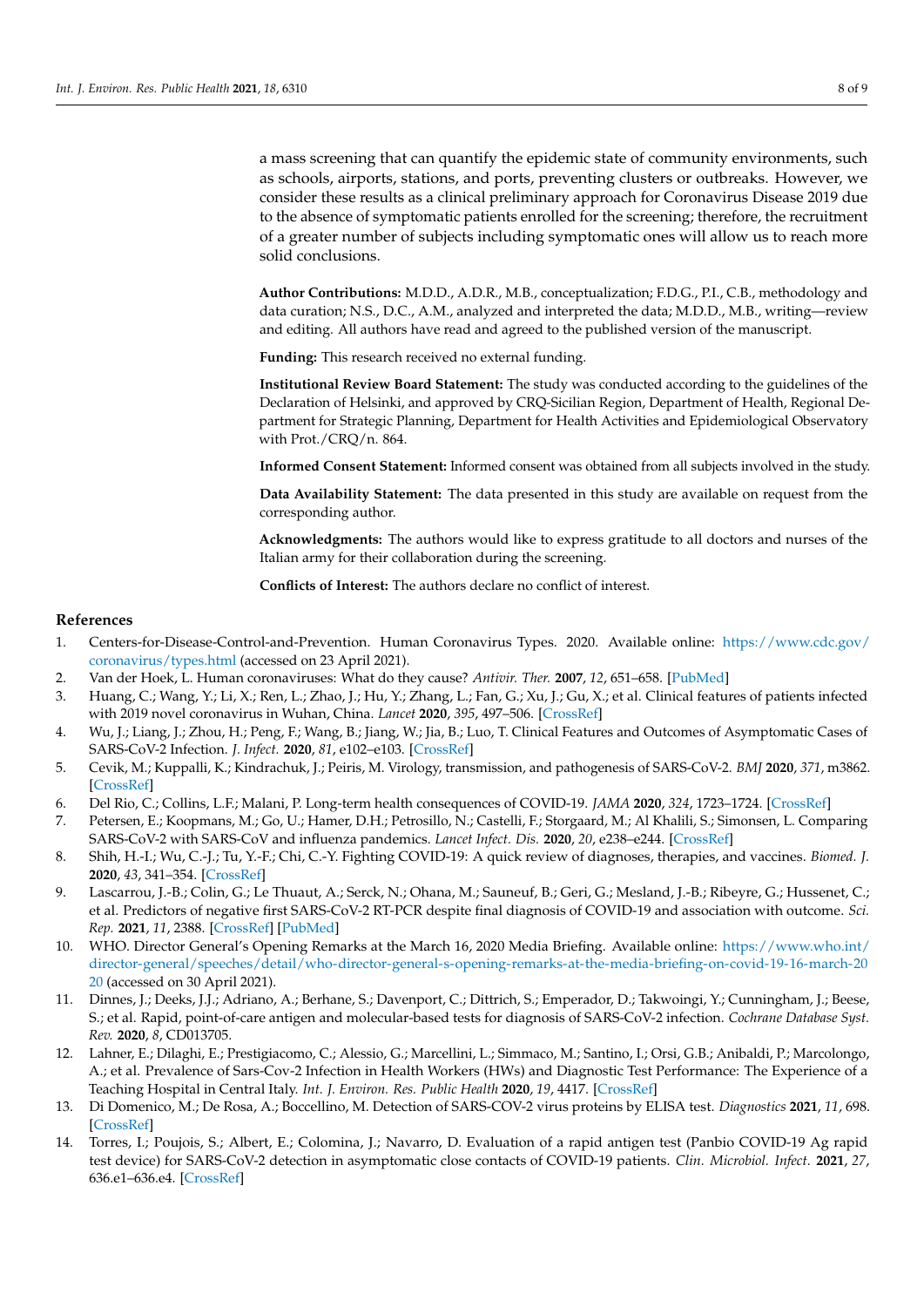a mass screening that can quantify the epidemic state of community environments, such as schools, airports, stations, and ports, preventing clusters or outbreaks. However, we consider these results as a clinical preliminary approach for Coronavirus Disease 2019 due to the absence of symptomatic patients enrolled for the screening; therefore, the recruitment of a greater number of subjects including symptomatic ones will allow us to reach more solid conclusions.

**Author Contributions:** M.D.D., A.D.R., M.B., conceptualization; F.D.G., P.I., C.B., methodology and data curation; N.S., D.C., A.M., analyzed and interpreted the data; M.D.D., M.B., writing—review and editing. All authors have read and agreed to the published version of the manuscript.

**Funding:** This research received no external funding.

**Institutional Review Board Statement:** The study was conducted according to the guidelines of the Declaration of Helsinki, and approved by CRQ-Sicilian Region, Department of Health, Regional Department for Strategic Planning, Department for Health Activities and Epidemiological Observatory with Prot./CRQ/n. 864.

**Informed Consent Statement:** Informed consent was obtained from all subjects involved in the study.

**Data Availability Statement:** The data presented in this study are available on request from the corresponding author.

**Acknowledgments:** The authors would like to express gratitude to all doctors and nurses of the Italian army for their collaboration during the screening.

**Conflicts of Interest:** The authors declare no conflict of interest.

## References

1. Centers-for-Disease-Control-and-Prevention. Human Coronavirus Types. 2020. Available online: https://www.cdc.gov/coronavirus/types.html (accessed on 23 April 2021).
2. Van der Hoek, L. Human coronaviruses: What do they cause? *Antivir. Ther.* **2007**, *12*, 651–658. [PubMed]
3. Huang, C.; Wang, Y.; Li, X.; Ren, L.; Zhao, J.; Hu, Y.; Zhang, L.; Fan, G.; Xu, J.; Gu, X.; et al. Clinical features of patients infected with 2019 novel coronavirus in Wuhan, China. *Lancet* **2020**, *395*, 497–506. [CrossRef]
4. Wu, J.; Liang, J.; Zhou, H.; Peng, F.; Wang, B.; Jiang, W.; Jia, B.; Luo, T. Clinical Features and Outcomes of Asymptomatic Cases of SARS-CoV-2 Infection. *J. Infect.* **2020**, *81*, e102–e103. [CrossRef]
5. Cevik, M.; Kuppalli, K.; Kindrachuk, J.; Peiris, M. Virology, transmission, and pathogenesis of SARS-CoV-2. *BMJ* **2020**, *371*, m3862. [CrossRef]
6. Del Rio, C.; Collins, L.F.; Malani, P. Long-term health consequences of COVID-19. *JAMA* **2020**, *324*, 1723–1724. [CrossRef]
7. Petersen, E.; Koopmans, M.; Go, U.; Hamer, D.H.; Petrosillo, N.; Castelli, F.; Storgaard, M.; Al Khalili, S.; Simonsen, L. Comparing SARS-CoV-2 with SARS-CoV and influenza pandemics. *Lancet Infect. Dis.* **2020**, *20*, e238–e244. [CrossRef]
8. Shih, H.-I.; Wu, C.-J.; Tu, Y.-F.; Chi, C.-Y. Fighting COVID-19: A quick review of diagnoses, therapies, and vaccines. *Biomed. J.* **2020**, *43*, 341–354. [CrossRef]
9. Lascarrou, J.-B.; Colin, G.; Le Thuaut, A.; Serck, N.; Ohana, M.; Sauneuf, B.; Geri, G.; Mesland, J.-B.; Ribeyre, G.; Hussenet, C.; et al. Predictors of negative first SARS-CoV-2 RT-PCR despite final diagnosis of COVID-19 and association with outcome. *Sci. Rep.* **2021**, *11*, 2388. [CrossRef] [PubMed]
10. WHO. Director General's Opening Remarks at the March 16, 2020 Media Briefing. Available online: https://www.who.int/director-general/speeches/detail/who-director-general-s-opening-remarks-at-the-media-briefing-on-covid-19-16-march-2020 (accessed on 30 April 2021).
11. Dinnes, J.; Deeks, J.J.; Adriano, A.; Berhane, S.; Davenport, C.; Dittrich, S.; Emperador, D.; Takwoingi, Y.; Cunningham, J.; Beese, S.; et al. Rapid, point-of-care antigen and molecular-based tests for diagnosis of SARS-CoV-2 infection. *Cochrane Database Syst. Rev.* **2020**, *8*, CD013705.
12. Lahner, E.; Dilaghi, E.; Prestigiacomo, C.; Alessio, G.; Marcellini, L.; Simmaco, M.; Santino, I.; Orsi, G.B.; Anibaldi, P.; Marcolongo, A.; et al. Prevalence of Sars-Cov-2 Infection in Health Workers (HWs) and Diagnostic Test Performance: The Experience of a Teaching Hospital in Central Italy. *Int. J. Environ. Res. Public Health* **2020**, *19*, 4417. [CrossRef]
13. Di Domenico, M.; De Rosa, A.; Boccellino, M. Detection of SARS-COV-2 virus proteins by ELISA test. *Diagnostics* **2021**, *11*, 698. [CrossRef]
14. Torres, I.; Poujois, S.; Albert, E.; Colomina, J.; Navarro, D. Evaluation of a rapid antigen test (Panbio COVID-19 Ag rapid test device) for SARS-CoV-2 detection in asymptomatic close contacts of COVID-19 patients. *Clin. Microbiol. Infect.* **2021**, *27*, 636.e1–636.e4. [CrossRef]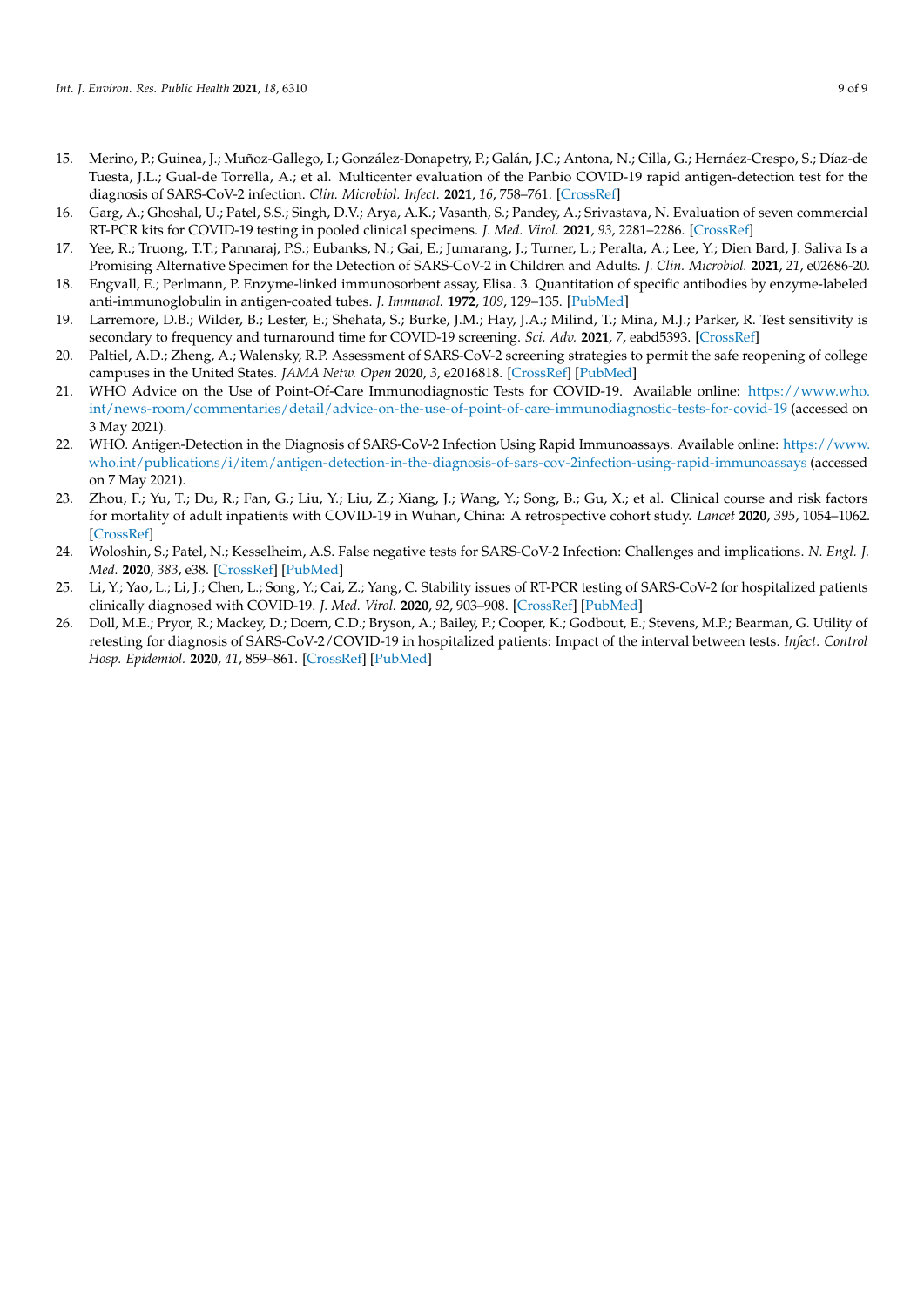15. Merino, P.; Guinea, J.; Muñoz-Gallego, I.; González-Donapetry, P.; Galán, J.C.; Antona, N.; Cilla, G.; Hernáez-Crespo, S.; Díaz-de Tuesta, J.L.; Gual-de Torrella, A.; et al. Multicenter evaluation of the Panbio COVID-19 rapid antigen-detection test for the diagnosis of SARS-CoV-2 infection. *Clin. Microbiol. Infect.* **2021**, *16*, 758–761. [CrossRef]
16. Garg, A.; Ghoshal, U.; Patel, S.S.; Singh, D.V.; Arya, A.K.; Vasanth, S.; Pandey, A.; Srivastava, N. Evaluation of seven commercial RT-PCR kits for COVID-19 testing in pooled clinical specimens. *J. Med. Virol.* **2021**, *93*, 2281–2286. [CrossRef]
17. Yee, R.; Truong, T.T.; Pannaraj, P.S.; Eubanks, N.; Gai, E.; Jumarang, J.; Turner, L.; Peralta, A.; Lee, Y.; Dien Bard, J. Saliva Is a Promising Alternative Specimen for the Detection of SARS-CoV-2 in Children and Adults. *J. Clin. Microbiol.* **2021**, *21*, e02686-20.
18. Engvall, E.; Perlmann, P. Enzyme-linked immunosorbent assay, Elisa. 3. Quantitation of specific antibodies by enzyme-labeled anti-immunoglobulin in antigen-coated tubes. *J. Immunol.* **1972**, *109*, 129–135. [PubMed]
19. Larremore, D.B.; Wilder, B.; Lester, E.; Shehata, S.; Burke, J.M.; Hay, J.A.; Milind, T.; Mina, M.J.; Parker, R. Test sensitivity is secondary to frequency and turnaround time for COVID-19 screening. *Sci. Adv.* **2021**, *7*, eabd5393. [CrossRef]
20. Paltiel, A.D.; Zheng, A.; Walensky, R.P. Assessment of SARS-CoV-2 screening strategies to permit the safe reopening of college campuses in the United States. *JAMA Netw. Open* **2020**, *3*, e2016818. [CrossRef] [PubMed]
21. WHO Advice on the Use of Point-Of-Care Immunodiagnostic Tests for COVID-19. Available online: https://www.who.int/news-room/commentaries/detail/advice-on-the-use-of-point-of-care-immunodiagnostic-tests-for-covid-19 (accessed on 3 May 2021).
22. WHO. Antigen-Detection in the Diagnosis of SARS-CoV-2 Infection Using Rapid Immunoassays. Available online: https://www.who.int/publications/i/item/antigen-detection-in-the-diagnosis-of-sars-cov-2infection-using-rapid-immunoassays (accessed on 7 May 2021).
23. Zhou, F.; Yu, T.; Du, R.; Fan, G.; Liu, Y.; Liu, Z.; Xiang, J.; Wang, Y.; Song, B.; Gu, X.; et al. Clinical course and risk factors for mortality of adult inpatients with COVID-19 in Wuhan, China: A retrospective cohort study. *Lancet* **2020**, *395*, 1054–1062. [CrossRef]
24. Woloshin, S.; Patel, N.; Kesselheim, A.S. False negative tests for SARS-CoV-2 Infection: Challenges and implications. *N. Engl. J. Med.* **2020**, *383*, e38. [CrossRef] [PubMed]
25. Li, Y.; Yao, L.; Li, J.; Chen, L.; Song, Y.; Cai, Z.; Yang, C. Stability issues of RT-PCR testing of SARS-CoV-2 for hospitalized patients clinically diagnosed with COVID-19. *J. Med. Virol.* **2020**, *92*, 903–908. [CrossRef] [PubMed]
26. Doll, M.E.; Pryor, R.; Mackey, D.; Doern, C.D.; Bryson, A.; Bailey, P.; Cooper, K.; Godbout, E.; Stevens, M.P.; Bearman, G. Utility of retesting for diagnosis of SARS-CoV-2/COVID-19 in hospitalized patients: Impact of the interval between tests. *Infect. Control Hosp. Epidemiol.* **2020**, *41*, 859–861. [CrossRef] [PubMed]